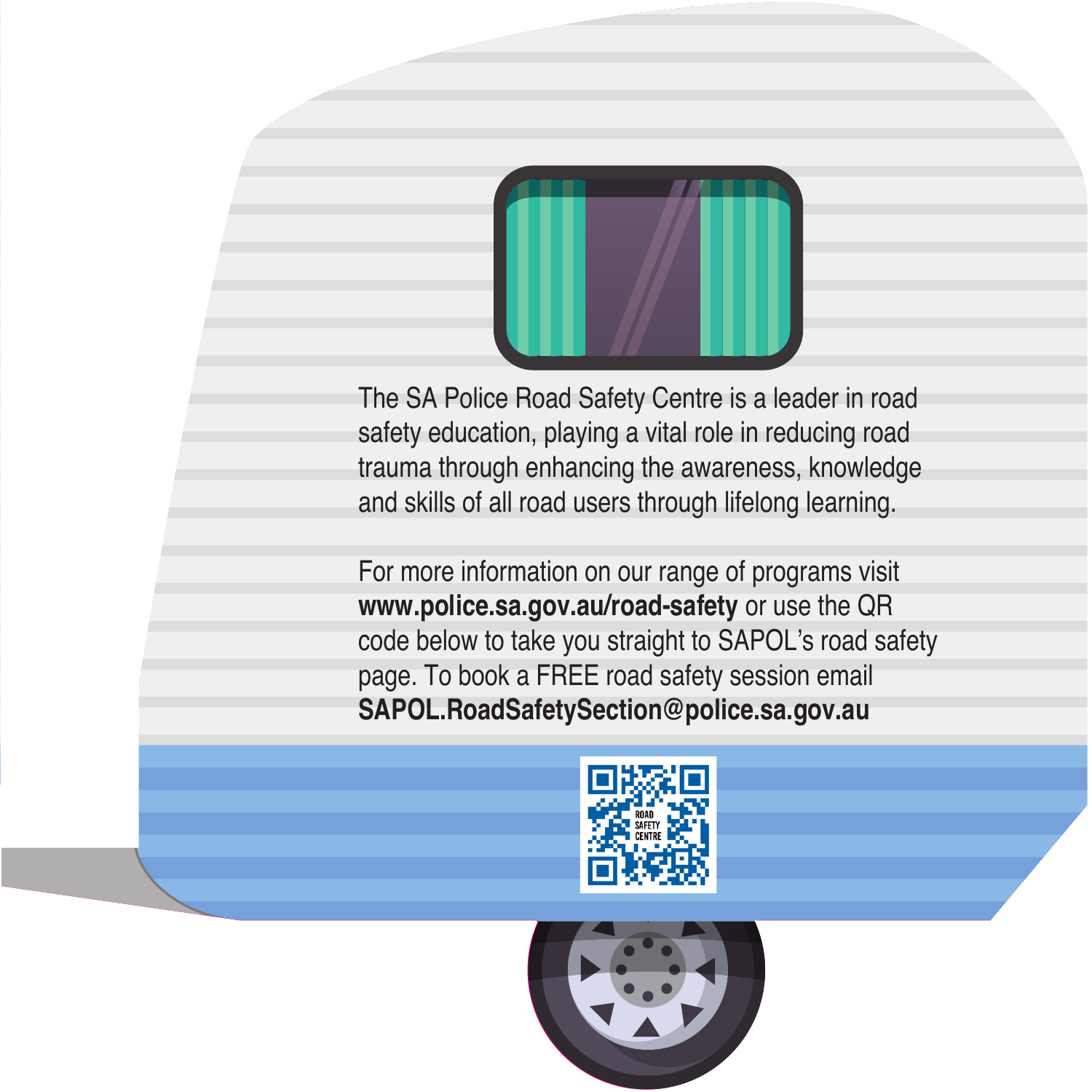The SA Police Road Safety Centre is a leader in road safety education, playing a vital role in reducing road trauma through enhancing the awareness, knowledge and skills of all road users through lifelong learning.

For more information on our range of programs visit **www.police.sa.gov.au/road-safety** or use the QR code below to take you straight to SAPOL's road safety page. To book a FREE road safety session email **SAPOL.RoadSafetySection@police.sa.gov.au**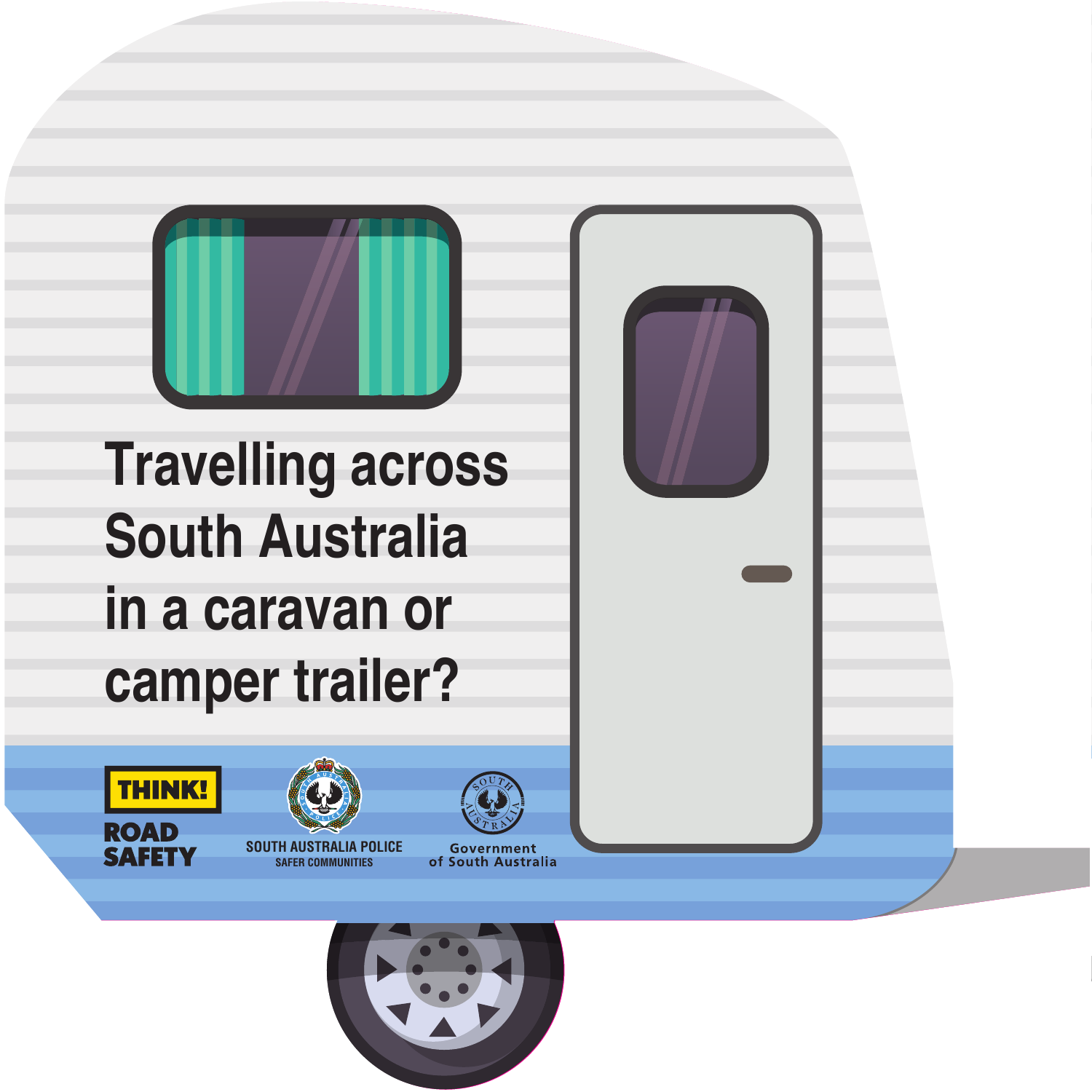# Travelling across South Australia in a caravan or camper trailer?

THINK! ROAD SAFETY

SOUTH AUSTRALIA POLICE
SAFER COMMUNITIES

Government of South Australia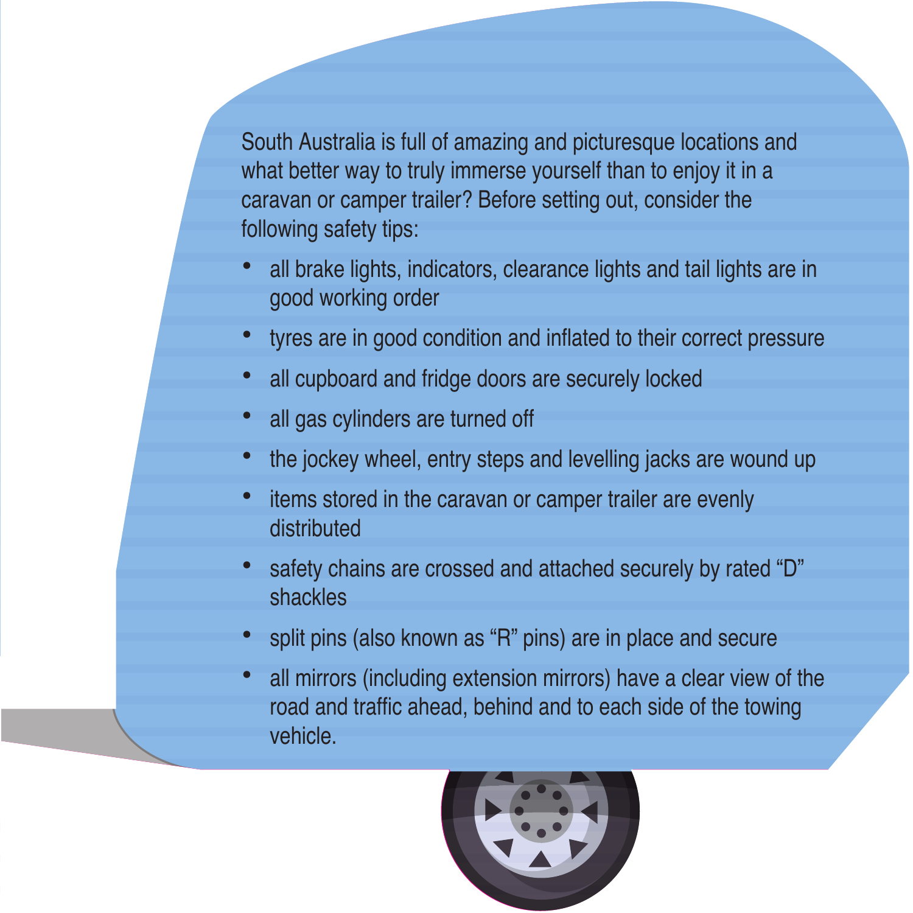South Australia is full of amazing and picturesque locations and what better way to truly immerse yourself than to enjoy it in a caravan or camper trailer? Before setting out, consider the following safety tips:

- all brake lights, indicators, clearance lights and tail lights are in good working order
- tyres are in good condition and inflated to their correct pressure
- all cupboard and fridge doors are securely locked
- all gas cylinders are turned off
- the jockey wheel, entry steps and levelling jacks are wound up
- items stored in the caravan or camper trailer are evenly distributed
- safety chains are crossed and attached securely by rated “D” shackles
- split pins (also known as “R” pins) are in place and secure
- all mirrors (including extension mirrors) have a clear view of the road and traffic ahead, behind and to each side of the towing vehicle.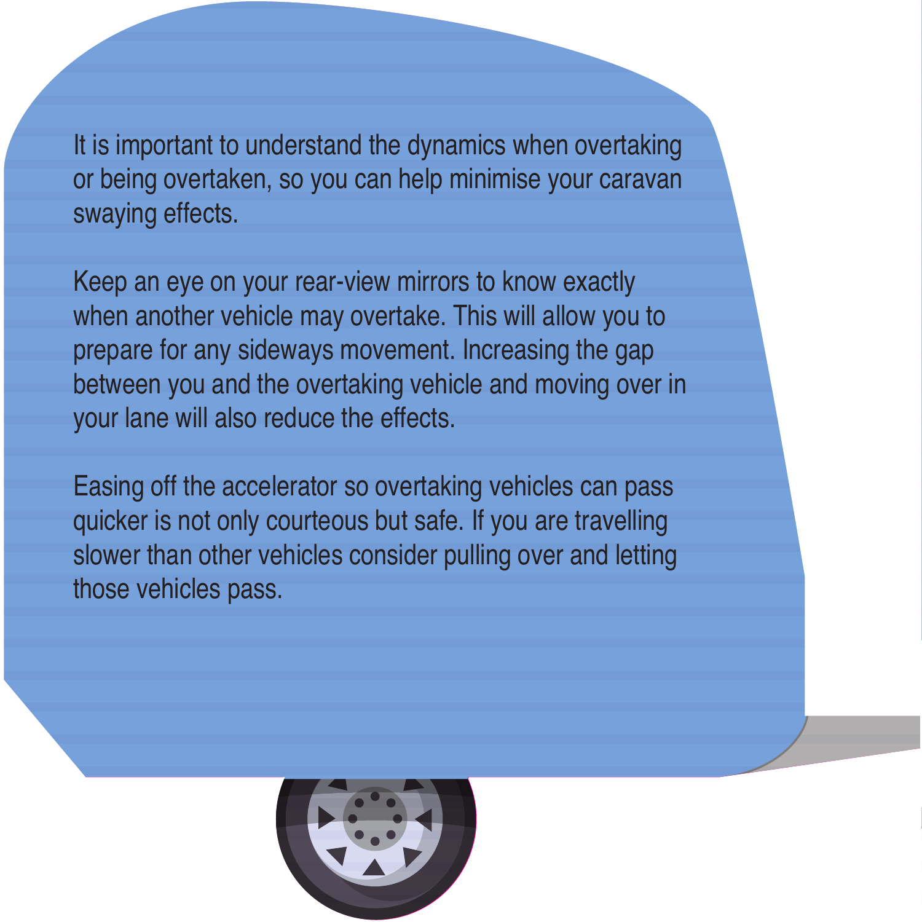It is important to understand the dynamics when overtaking or being overtaken, so you can help minimise your caravan swaying effects.

Keep an eye on your rear-view mirrors to know exactly when another vehicle may overtake. This will allow you to prepare for any sideways movement. Increasing the gap between you and the overtaking vehicle and moving over in your lane will also reduce the effects.

Easing off the accelerator so overtaking vehicles can pass quicker is not only courteous but safe. If you are travelling slower than other vehicles consider pulling over and letting those vehicles pass.